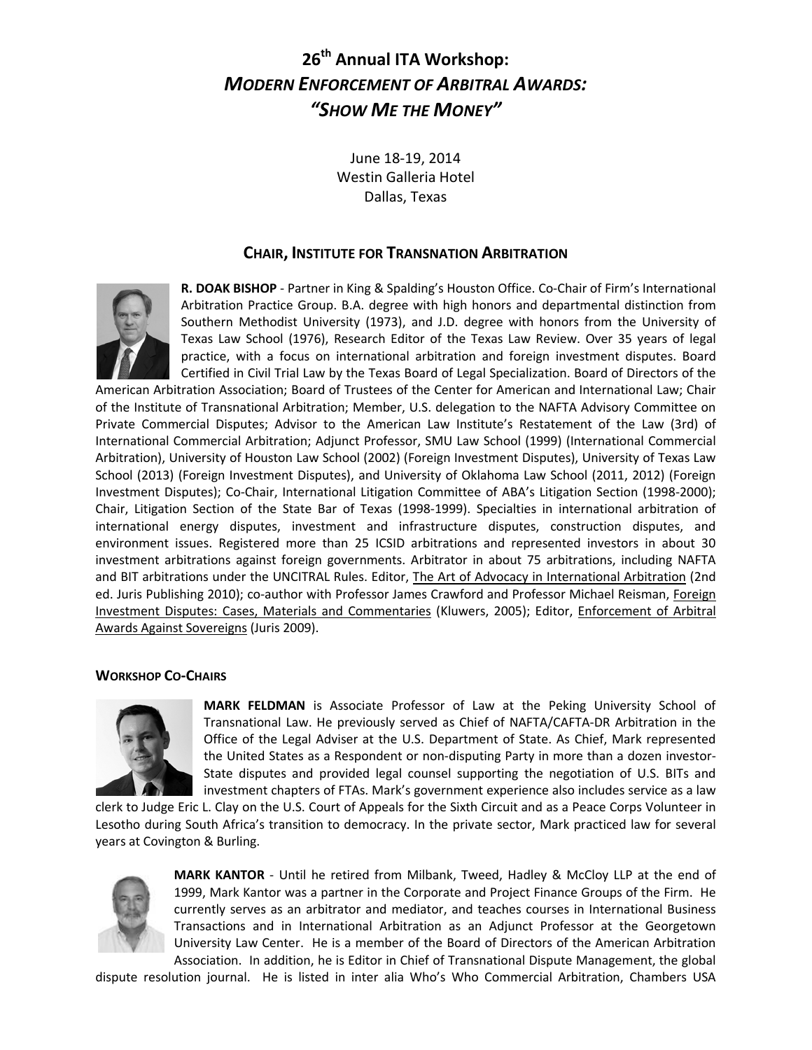# 26th Annual ITA Workshop: *MODERN ENFORCEMENT OF ARBITRAL AWARDS: "SHOW ME THE MONEY"*

June 18-19, 2014
Westin Galleria Hotel
Dallas, Texas

## CHAIR, INSTITUTE FOR TRANSNATION ARBITRATION

**R. DOAK BISHOP** - Partner in King & Spalding's Houston Office. Co-Chair of Firm's International Arbitration Practice Group. B.A. degree with high honors and departmental distinction from Southern Methodist University (1973), and J.D. degree with honors from the University of Texas Law School (1976), Research Editor of the Texas Law Review. Over 35 years of legal practice, with a focus on international arbitration and foreign investment disputes. Board Certified in Civil Trial Law by the Texas Board of Legal Specialization. Board of Directors of the American Arbitration Association; Board of Trustees of the Center for American and International Law; Chair of the Institute of Transnational Arbitration; Member, U.S. delegation to the NAFTA Advisory Committee on Private Commercial Disputes; Advisor to the American Law Institute's Restatement of the Law (3rd) of International Commercial Arbitration; Adjunct Professor, SMU Law School (1999) (International Commercial Arbitration), University of Houston Law School (2002) (Foreign Investment Disputes), University of Texas Law School (2013) (Foreign Investment Disputes), and University of Oklahoma Law School (2011, 2012) (Foreign Investment Disputes); Co-Chair, International Litigation Committee of ABA's Litigation Section (1998-2000); Chair, Litigation Section of the State Bar of Texas (1998-1999). Specialties in international arbitration of international energy disputes, investment and infrastructure disputes, construction disputes, and environment issues. Registered more than 25 ICSID arbitrations and represented investors in about 30 investment arbitrations against foreign governments. Arbitrator in about 75 arbitrations, including NAFTA and BIT arbitrations under the UNCITRAL Rules. Editor, The Art of Advocacy in International Arbitration (2nd ed. Juris Publishing 2010); co-author with Professor James Crawford and Professor Michael Reisman, Foreign Investment Disputes: Cases, Materials and Commentaries (Kluwers, 2005); Editor, Enforcement of Arbitral Awards Against Sovereigns (Juris 2009).

### WORKSHOP CO-CHAIRS

**MARK FELDMAN** is Associate Professor of Law at the Peking University School of Transnational Law. He previously served as Chief of NAFTA/CAFTA-DR Arbitration in the Office of the Legal Adviser at the U.S. Department of State. As Chief, Mark represented the United States as a Respondent or non-disputing Party in more than a dozen investor-State disputes and provided legal counsel supporting the negotiation of U.S. BITs and investment chapters of FTAs. Mark's government experience also includes service as a law clerk to Judge Eric L. Clay on the U.S. Court of Appeals for the Sixth Circuit and as a Peace Corps Volunteer in Lesotho during South Africa's transition to democracy. In the private sector, Mark practiced law for several years at Covington & Burling.

**MARK KANTOR** - Until he retired from Milbank, Tweed, Hadley & McCloy LLP at the end of 1999, Mark Kantor was a partner in the Corporate and Project Finance Groups of the Firm. He currently serves as an arbitrator and mediator, and teaches courses in International Business Transactions and in International Arbitration as an Adjunct Professor at the Georgetown University Law Center. He is a member of the Board of Directors of the American Arbitration Association. In addition, he is Editor in Chief of Transnational Dispute Management, the global dispute resolution journal. He is listed in inter alia Who's Who Commercial Arbitration, Chambers USA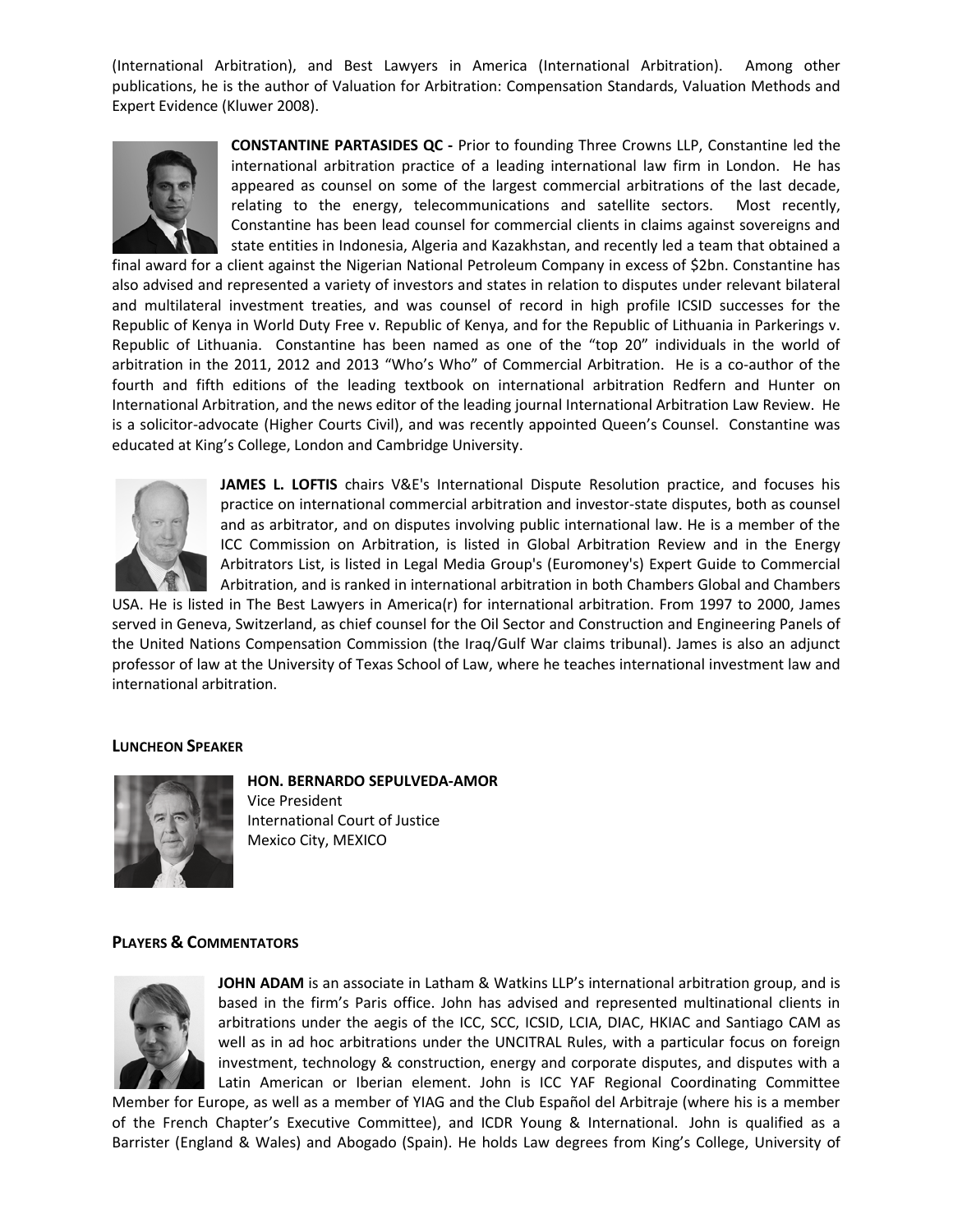(International Arbitration), and Best Lawyers in America (International Arbitration). Among other publications, he is the author of Valuation for Arbitration: Compensation Standards, Valuation Methods and Expert Evidence (Kluwer 2008).

**CONSTANTINE PARTASIDES QC -** Prior to founding Three Crowns LLP, Constantine led the international arbitration practice of a leading international law firm in London. He has appeared as counsel on some of the largest commercial arbitrations of the last decade, relating to the energy, telecommunications and satellite sectors. Most recently, Constantine has been lead counsel for commercial clients in claims against sovereigns and state entities in Indonesia, Algeria and Kazakhstan, and recently led a team that obtained a final award for a client against the Nigerian National Petroleum Company in excess of $2bn. Constantine has also advised and represented a variety of investors and states in relation to disputes under relevant bilateral and multilateral investment treaties, and was counsel of record in high profile ICSID successes for the Republic of Kenya in World Duty Free v. Republic of Kenya, and for the Republic of Lithuania in Parkerings v. Republic of Lithuania. Constantine has been named as one of the "top 20" individuals in the world of arbitration in the 2011, 2012 and 2013 "Who's Who" of Commercial Arbitration. He is a co-author of the fourth and fifth editions of the leading textbook on international arbitration Redfern and Hunter on International Arbitration, and the news editor of the leading journal International Arbitration Law Review. He is a solicitor-advocate (Higher Courts Civil), and was recently appointed Queen's Counsel. Constantine was educated at King's College, London and Cambridge University.

**JAMES L. LOFTIS** chairs V&E's International Dispute Resolution practice, and focuses his practice on international commercial arbitration and investor-state disputes, both as counsel and as arbitrator, and on disputes involving public international law. He is a member of the ICC Commission on Arbitration, is listed in Global Arbitration Review and in the Energy Arbitrators List, is listed in Legal Media Group's (Euromoney's) Expert Guide to Commercial Arbitration, and is ranked in international arbitration in both Chambers Global and Chambers USA. He is listed in The Best Lawyers in America(r) for international arbitration. From 1997 to 2000, James served in Geneva, Switzerland, as chief counsel for the Oil Sector and Construction and Engineering Panels of the United Nations Compensation Commission (the Iraq/Gulf War claims tribunal). James is also an adjunct professor of law at the University of Texas School of Law, where he teaches international investment law and international arbitration.

## LUNCHEON SPEAKER

**HON. BERNARDO SEPULVEDA-AMOR**
Vice President
International Court of Justice
Mexico City, MEXICO

## PLAYERS & COMMENTATORS

**JOHN ADAM** is an associate in Latham & Watkins LLP's international arbitration group, and is based in the firm's Paris office. John has advised and represented multinational clients in arbitrations under the aegis of the ICC, SCC, ICSID, LCIA, DIAC, HKIAC and Santiago CAM as well as in ad hoc arbitrations under the UNCITRAL Rules, with a particular focus on foreign investment, technology & construction, energy and corporate disputes, and disputes with a Latin American or Iberian element. John is ICC YAF Regional Coordinating Committee Member for Europe, as well as a member of YIAG and the Club Español del Arbitraje (where his is a member of the French Chapter's Executive Committee), and ICDR Young & International. John is qualified as a Barrister (England & Wales) and Abogado (Spain). He holds Law degrees from King's College, University of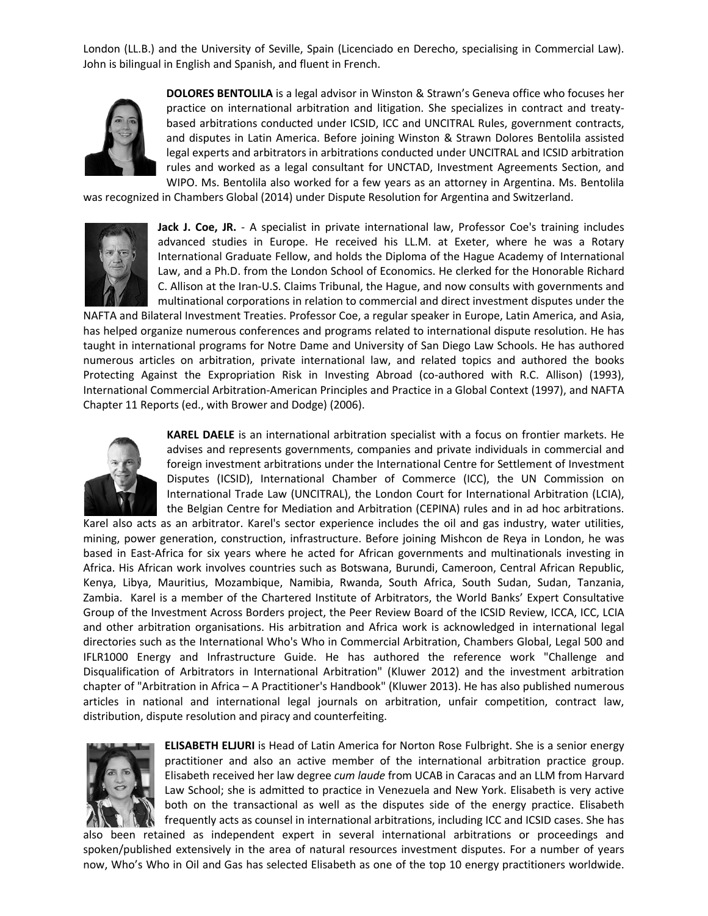London (LL.B.) and the University of Seville, Spain (Licenciado en Derecho, specialising in Commercial Law). John is bilingual in English and Spanish, and fluent in French.

**DOLORES BENTOLILA** is a legal advisor in Winston & Strawn's Geneva office who focuses her practice on international arbitration and litigation. She specializes in contract and treaty-based arbitrations conducted under ICSID, ICC and UNCITRAL Rules, government contracts, and disputes in Latin America. Before joining Winston & Strawn Dolores Bentolila assisted legal experts and arbitrators in arbitrations conducted under UNCITRAL and ICSID arbitration rules and worked as a legal consultant for UNCTAD, Investment Agreements Section, and WIPO. Ms. Bentolila also worked for a few years as an attorney in Argentina. Ms. Bentolila was recognized in Chambers Global (2014) under Dispute Resolution for Argentina and Switzerland.

**Jack J. Coe, JR.** - A specialist in private international law, Professor Coe's training includes advanced studies in Europe. He received his LL.M. at Exeter, where he was a Rotary International Graduate Fellow, and holds the Diploma of the Hague Academy of International Law, and a Ph.D. from the London School of Economics. He clerked for the Honorable Richard C. Allison at the Iran-U.S. Claims Tribunal, the Hague, and now consults with governments and multinational corporations in relation to commercial and direct investment disputes under the NAFTA and Bilateral Investment Treaties. Professor Coe, a regular speaker in Europe, Latin America, and Asia, has helped organize numerous conferences and programs related to international dispute resolution. He has taught in international programs for Notre Dame and University of San Diego Law Schools. He has authored numerous articles on arbitration, private international law, and related topics and authored the books Protecting Against the Expropriation Risk in Investing Abroad (co-authored with R.C. Allison) (1993), International Commercial Arbitration-American Principles and Practice in a Global Context (1997), and NAFTA Chapter 11 Reports (ed., with Brower and Dodge) (2006).

**KAREL DAELE** is an international arbitration specialist with a focus on frontier markets. He advises and represents governments, companies and private individuals in commercial and foreign investment arbitrations under the International Centre for Settlement of Investment Disputes (ICSID), International Chamber of Commerce (ICC), the UN Commission on International Trade Law (UNCITRAL), the London Court for International Arbitration (LCIA), the Belgian Centre for Mediation and Arbitration (CEPINA) rules and in ad hoc arbitrations. Karel also acts as an arbitrator. Karel's sector experience includes the oil and gas industry, water utilities, mining, power generation, construction, infrastructure. Before joining Mishcon de Reya in London, he was based in East-Africa for six years where he acted for African governments and multinationals investing in Africa. His African work involves countries such as Botswana, Burundi, Cameroon, Central African Republic, Kenya, Libya, Mauritius, Mozambique, Namibia, Rwanda, South Africa, South Sudan, Sudan, Tanzania, Zambia. Karel is a member of the Chartered Institute of Arbitrators, the World Banks' Expert Consultative Group of the Investment Across Borders project, the Peer Review Board of the ICSID Review, ICCA, ICC, LCIA and other arbitration organisations. His arbitration and Africa work is acknowledged in international legal directories such as the International Who's Who in Commercial Arbitration, Chambers Global, Legal 500 and IFLR1000 Energy and Infrastructure Guide. He has authored the reference work "Challenge and Disqualification of Arbitrators in International Arbitration" (Kluwer 2012) and the investment arbitration chapter of "Arbitration in Africa – A Practitioner's Handbook" (Kluwer 2013). He has also published numerous articles in national and international legal journals on arbitration, unfair competition, contract law, distribution, dispute resolution and piracy and counterfeiting.

**ELISABETH ELJURI** is Head of Latin America for Norton Rose Fulbright. She is a senior energy practitioner and also an active member of the international arbitration practice group. Elisabeth received her law degree *cum laude* from UCAB in Caracas and an LLM from Harvard Law School; she is admitted to practice in Venezuela and New York. Elisabeth is very active both on the transactional as well as the disputes side of the energy practice. Elisabeth frequently acts as counsel in international arbitrations, including ICC and ICSID cases. She has also been retained as independent expert in several international arbitrations or proceedings and spoken/published extensively in the area of natural resources investment disputes. For a number of years now, Who's Who in Oil and Gas has selected Elisabeth as one of the top 10 energy practitioners worldwide.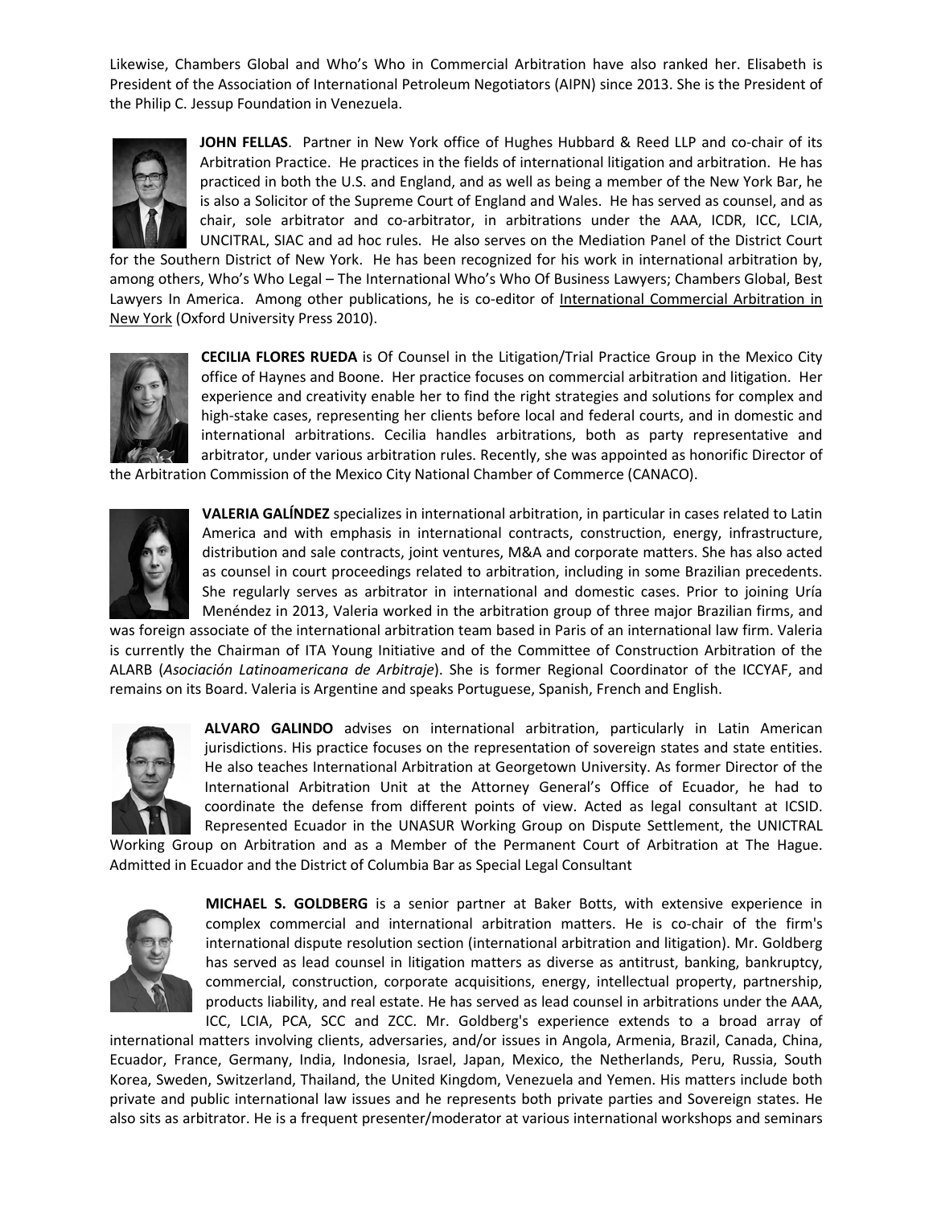Likewise, Chambers Global and Who's Who in Commercial Arbitration have also ranked her. Elisabeth is President of the Association of International Petroleum Negotiators (AIPN) since 2013. She is the President of the Philip C. Jessup Foundation in Venezuela.

**JOHN FELLAS**. Partner in New York office of Hughes Hubbard & Reed LLP and co-chair of its Arbitration Practice. He practices in the fields of international litigation and arbitration. He has practiced in both the U.S. and England, and as well as being a member of the New York Bar, he is also a Solicitor of the Supreme Court of England and Wales. He has served as counsel, and as chair, sole arbitrator and co-arbitrator, in arbitrations under the AAA, ICDR, ICC, LCIA, UNCITRAL, SIAC and ad hoc rules. He also serves on the Mediation Panel of the District Court for the Southern District of New York. He has been recognized for his work in international arbitration by, among others, Who's Who Legal – The International Who's Who Of Business Lawyers; Chambers Global, Best Lawyers In America. Among other publications, he is co-editor of International Commercial Arbitration in New York (Oxford University Press 2010).

**CECILIA FLORES RUEDA** is Of Counsel in the Litigation/Trial Practice Group in the Mexico City office of Haynes and Boone. Her practice focuses on commercial arbitration and litigation. Her experience and creativity enable her to find the right strategies and solutions for complex and high-stake cases, representing her clients before local and federal courts, and in domestic and international arbitrations. Cecilia handles arbitrations, both as party representative and arbitrator, under various arbitration rules. Recently, she was appointed as honorific Director of the Arbitration Commission of the Mexico City National Chamber of Commerce (CANACO).

**VALERIA GALÍNDEZ** specializes in international arbitration, in particular in cases related to Latin America and with emphasis in international contracts, construction, energy, infrastructure, distribution and sale contracts, joint ventures, M&A and corporate matters. She has also acted as counsel in court proceedings related to arbitration, including in some Brazilian precedents. She regularly serves as arbitrator in international and domestic cases. Prior to joining Uría Menéndez in 2013, Valeria worked in the arbitration group of three major Brazilian firms, and was foreign associate of the international arbitration team based in Paris of an international law firm. Valeria is currently the Chairman of ITA Young Initiative and of the Committee of Construction Arbitration of the ALARB (*Asociación Latinoamericana de Arbitraje*). She is former Regional Coordinator of the ICCYAF, and remains on its Board. Valeria is Argentine and speaks Portuguese, Spanish, French and English.

**ALVARO GALINDO** advises on international arbitration, particularly in Latin American jurisdictions. His practice focuses on the representation of sovereign states and state entities. He also teaches International Arbitration at Georgetown University. As former Director of the International Arbitration Unit at the Attorney General's Office of Ecuador, he had to coordinate the defense from different points of view. Acted as legal consultant at ICSID. Represented Ecuador in the UNASUR Working Group on Dispute Settlement, the UNICTRAL Working Group on Arbitration and as a Member of the Permanent Court of Arbitration at The Hague. Admitted in Ecuador and the District of Columbia Bar as Special Legal Consultant

**MICHAEL S. GOLDBERG** is a senior partner at Baker Botts, with extensive experience in complex commercial and international arbitration matters. He is co-chair of the firm's international dispute resolution section (international arbitration and litigation). Mr. Goldberg has served as lead counsel in litigation matters as diverse as antitrust, banking, bankruptcy, commercial, construction, corporate acquisitions, energy, intellectual property, partnership, products liability, and real estate. He has served as lead counsel in arbitrations under the AAA, ICC, LCIA, PCA, SCC and ZCC. Mr. Goldberg's experience extends to a broad array of international matters involving clients, adversaries, and/or issues in Angola, Armenia, Brazil, Canada, China, Ecuador, France, Germany, India, Indonesia, Israel, Japan, Mexico, the Netherlands, Peru, Russia, South Korea, Sweden, Switzerland, Thailand, the United Kingdom, Venezuela and Yemen. His matters include both private and public international law issues and he represents both private parties and Sovereign states. He also sits as arbitrator. He is a frequent presenter/moderator at various international workshops and seminars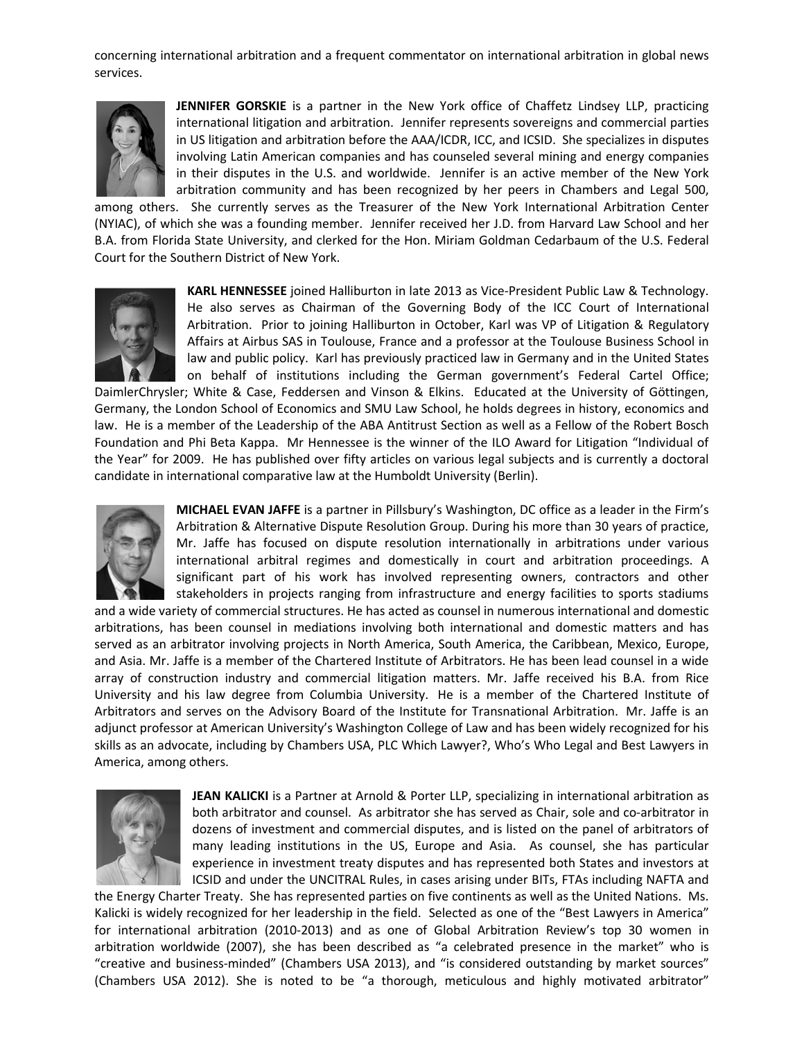concerning international arbitration and a frequent commentator on international arbitration in global news services.

**JENNIFER GORSKIE** is a partner in the New York office of Chaffetz Lindsey LLP, practicing international litigation and arbitration. Jennifer represents sovereigns and commercial parties in US litigation and arbitration before the AAA/ICDR, ICC, and ICSID. She specializes in disputes involving Latin American companies and has counseled several mining and energy companies in their disputes in the U.S. and worldwide. Jennifer is an active member of the New York arbitration community and has been recognized by her peers in Chambers and Legal 500, among others. She currently serves as the Treasurer of the New York International Arbitration Center (NYIAC), of which she was a founding member. Jennifer received her J.D. from Harvard Law School and her B.A. from Florida State University, and clerked for the Hon. Miriam Goldman Cedarbaum of the U.S. Federal Court for the Southern District of New York.

**KARL HENNESSEE** joined Halliburton in late 2013 as Vice-President Public Law & Technology. He also serves as Chairman of the Governing Body of the ICC Court of International Arbitration. Prior to joining Halliburton in October, Karl was VP of Litigation & Regulatory Affairs at Airbus SAS in Toulouse, France and a professor at the Toulouse Business School in law and public policy. Karl has previously practiced law in Germany and in the United States on behalf of institutions including the German government's Federal Cartel Office; DaimlerChrysler; White & Case, Feddersen and Vinson & Elkins. Educated at the University of Göttingen, Germany, the London School of Economics and SMU Law School, he holds degrees in history, economics and law. He is a member of the Leadership of the ABA Antitrust Section as well as a Fellow of the Robert Bosch Foundation and Phi Beta Kappa. Mr Hennessee is the winner of the ILO Award for Litigation "Individual of the Year" for 2009. He has published over fifty articles on various legal subjects and is currently a doctoral candidate in international comparative law at the Humboldt University (Berlin).

**MICHAEL EVAN JAFFE** is a partner in Pillsbury's Washington, DC office as a leader in the Firm's Arbitration & Alternative Dispute Resolution Group. During his more than 30 years of practice, Mr. Jaffe has focused on dispute resolution internationally in arbitrations under various international arbitral regimes and domestically in court and arbitration proceedings. A significant part of his work has involved representing owners, contractors and other stakeholders in projects ranging from infrastructure and energy facilities to sports stadiums and a wide variety of commercial structures. He has acted as counsel in numerous international and domestic arbitrations, has been counsel in mediations involving both international and domestic matters and has served as an arbitrator involving projects in North America, South America, the Caribbean, Mexico, Europe, and Asia. Mr. Jaffe is a member of the Chartered Institute of Arbitrators. He has been lead counsel in a wide array of construction industry and commercial litigation matters. Mr. Jaffe received his B.A. from Rice University and his law degree from Columbia University. He is a member of the Chartered Institute of Arbitrators and serves on the Advisory Board of the Institute for Transnational Arbitration. Mr. Jaffe is an adjunct professor at American University's Washington College of Law and has been widely recognized for his skills as an advocate, including by Chambers USA, PLC Which Lawyer?, Who's Who Legal and Best Lawyers in America, among others.

**JEAN KALICKI** is a Partner at Arnold & Porter LLP, specializing in international arbitration as both arbitrator and counsel. As arbitrator she has served as Chair, sole and co-arbitrator in dozens of investment and commercial disputes, and is listed on the panel of arbitrators of many leading institutions in the US, Europe and Asia. As counsel, she has particular experience in investment treaty disputes and has represented both States and investors at ICSID and under the UNCITRAL Rules, in cases arising under BITs, FTAs including NAFTA and the Energy Charter Treaty. She has represented parties on five continents as well as the United Nations. Ms. Kalicki is widely recognized for her leadership in the field. Selected as one of the "Best Lawyers in America" for international arbitration (2010-2013) and as one of Global Arbitration Review's top 30 women in arbitration worldwide (2007), she has been described as "a celebrated presence in the market" who is "creative and business-minded" (Chambers USA 2013), and "is considered outstanding by market sources" (Chambers USA 2012). She is noted to be "a thorough, meticulous and highly motivated arbitrator"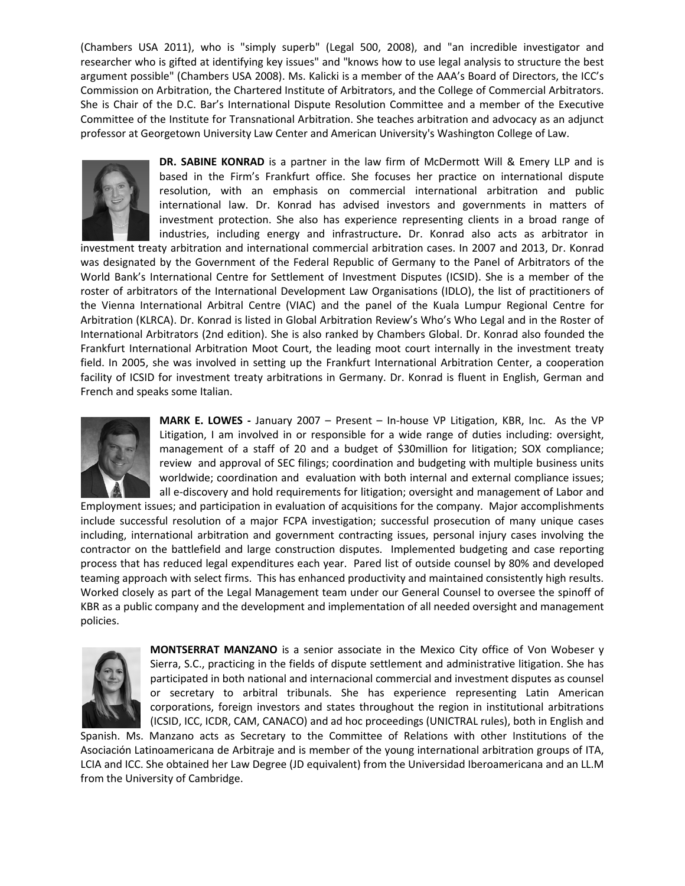(Chambers USA 2011), who is "simply superb" (Legal 500, 2008), and "an incredible investigator and researcher who is gifted at identifying key issues" and "knows how to use legal analysis to structure the best argument possible" (Chambers USA 2008). Ms. Kalicki is a member of the AAA's Board of Directors, the ICC's Commission on Arbitration, the Chartered Institute of Arbitrators, and the College of Commercial Arbitrators. She is Chair of the D.C. Bar's International Dispute Resolution Committee and a member of the Executive Committee of the Institute for Transnational Arbitration. She teaches arbitration and advocacy as an adjunct professor at Georgetown University Law Center and American University's Washington College of Law.

**DR. SABINE KONRAD** is a partner in the law firm of McDermott Will & Emery LLP and is based in the Firm's Frankfurt office. She focuses her practice on international dispute resolution, with an emphasis on commercial international arbitration and public international law. Dr. Konrad has advised investors and governments in matters of investment protection. She also has experience representing clients in a broad range of industries, including energy and infrastructure**.** Dr. Konrad also acts as arbitrator in investment treaty arbitration and international commercial arbitration cases. In 2007 and 2013, Dr. Konrad was designated by the Government of the Federal Republic of Germany to the Panel of Arbitrators of the World Bank's International Centre for Settlement of Investment Disputes (ICSID). She is a member of the roster of arbitrators of the International Development Law Organisations (IDLO), the list of practitioners of the Vienna International Arbitral Centre (VIAC) and the panel of the Kuala Lumpur Regional Centre for Arbitration (KLRCA). Dr. Konrad is listed in Global Arbitration Review's Who's Who Legal and in the Roster of International Arbitrators (2nd edition). She is also ranked by Chambers Global. Dr. Konrad also founded the Frankfurt International Arbitration Moot Court, the leading moot court internally in the investment treaty field. In 2005, she was involved in setting up the Frankfurt International Arbitration Center, a cooperation facility of ICSID for investment treaty arbitrations in Germany. Dr. Konrad is fluent in English, German and French and speaks some Italian.

**MARK E. LOWES -** January 2007 – Present – In-house VP Litigation, KBR, Inc. As the VP Litigation, I am involved in or responsible for a wide range of duties including: oversight, management of a staff of 20 and a budget of $30million for litigation; SOX compliance; review and approval of SEC filings; coordination and budgeting with multiple business units worldwide; coordination and evaluation with both internal and external compliance issues; all e-discovery and hold requirements for litigation; oversight and management of Labor and Employment issues; and participation in evaluation of acquisitions for the company. Major accomplishments include successful resolution of a major FCPA investigation; successful prosecution of many unique cases including, international arbitration and government contracting issues, personal injury cases involving the contractor on the battlefield and large construction disputes. Implemented budgeting and case reporting process that has reduced legal expenditures each year. Pared list of outside counsel by 80% and developed teaming approach with select firms. This has enhanced productivity and maintained consistently high results. Worked closely as part of the Legal Management team under our General Counsel to oversee the spinoff of KBR as a public company and the development and implementation of all needed oversight and management policies.

**MONTSERRAT MANZANO** is a senior associate in the Mexico City office of Von Wobeser y Sierra, S.C., practicing in the fields of dispute settlement and administrative litigation. She has participated in both national and internacional commercial and investment disputes as counsel or secretary to arbitral tribunals. She has experience representing Latin American corporations, foreign investors and states throughout the region in institutional arbitrations (ICSID, ICC, ICDR, CAM, CANACO) and ad hoc proceedings (UNICTRAL rules), both in English and Spanish. Ms. Manzano acts as Secretary to the Committee of Relations with other Institutions of the Asociación Latinoamericana de Arbitraje and is member of the young international arbitration groups of ITA, LCIA and ICC. She obtained her Law Degree (JD equivalent) from the Universidad Iberoamericana and an LL.M from the University of Cambridge.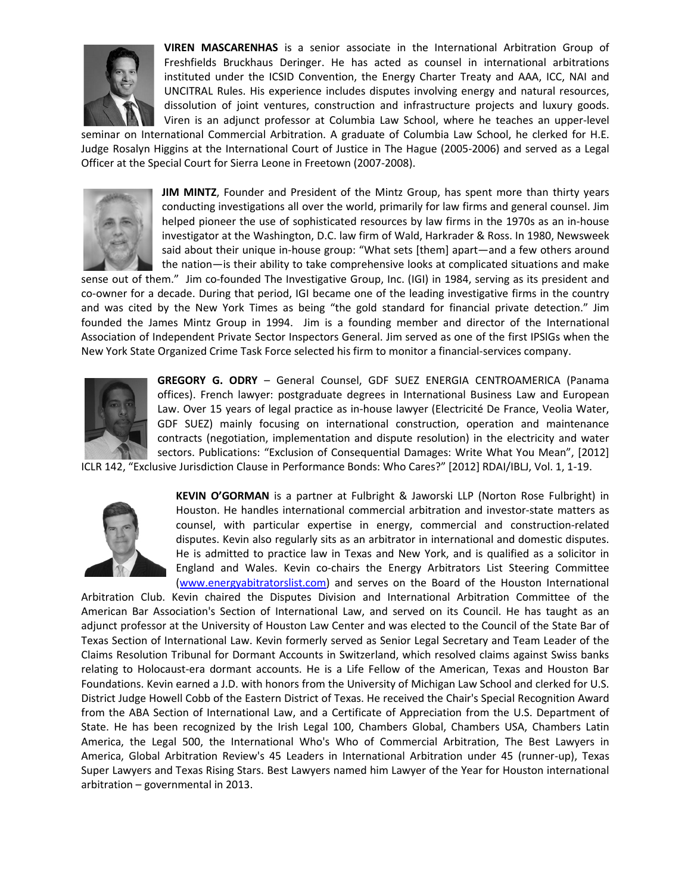**VIREN MASCARENHAS** is a senior associate in the International Arbitration Group of Freshfields Bruckhaus Deringer. He has acted as counsel in international arbitrations instituted under the ICSID Convention, the Energy Charter Treaty and AAA, ICC, NAI and UNCITRAL Rules. His experience includes disputes involving energy and natural resources, dissolution of joint ventures, construction and infrastructure projects and luxury goods. Viren is an adjunct professor at Columbia Law School, where he teaches an upper-level seminar on International Commercial Arbitration. A graduate of Columbia Law School, he clerked for H.E. Judge Rosalyn Higgins at the International Court of Justice in The Hague (2005-2006) and served as a Legal Officer at the Special Court for Sierra Leone in Freetown (2007-2008).

**JIM MINTZ**, Founder and President of the Mintz Group, has spent more than thirty years conducting investigations all over the world, primarily for law firms and general counsel. Jim helped pioneer the use of sophisticated resources by law firms in the 1970s as an in-house investigator at the Washington, D.C. law firm of Wald, Harkrader & Ross. In 1980, Newsweek said about their unique in-house group: "What sets [them] apart—and a few others around the nation—is their ability to take comprehensive looks at complicated situations and make sense out of them." Jim co-founded The Investigative Group, Inc. (IGI) in 1984, serving as its president and co-owner for a decade. During that period, IGI became one of the leading investigative firms in the country and was cited by the New York Times as being "the gold standard for financial private detection." Jim founded the James Mintz Group in 1994. Jim is a founding member and director of the International Association of Independent Private Sector Inspectors General. Jim served as one of the first IPSIGs when the New York State Organized Crime Task Force selected his firm to monitor a financial-services company.

**GREGORY G. ODRY** – General Counsel, GDF SUEZ ENERGIA CENTROAMERICA (Panama offices). French lawyer: postgraduate degrees in International Business Law and European Law. Over 15 years of legal practice as in-house lawyer (Electricité De France, Veolia Water, GDF SUEZ) mainly focusing on international construction, operation and maintenance contracts (negotiation, implementation and dispute resolution) in the electricity and water sectors. Publications: "Exclusion of Consequential Damages: Write What You Mean", [2012] ICLR 142, "Exclusive Jurisdiction Clause in Performance Bonds: Who Cares?" [2012] RDAI/IBLJ, Vol. 1, 1-19.

**KEVIN O'GORMAN** is a partner at Fulbright & Jaworski LLP (Norton Rose Fulbright) in Houston. He handles international commercial arbitration and investor-state matters as counsel, with particular expertise in energy, commercial and construction-related disputes. Kevin also regularly sits as an arbitrator in international and domestic disputes. He is admitted to practice law in Texas and New York, and is qualified as a solicitor in England and Wales. Kevin co-chairs the Energy Arbitrators List Steering Committee (www.energyabitratorslist.com) and serves on the Board of the Houston International Arbitration Club. Kevin chaired the Disputes Division and International Arbitration Committee of the American Bar Association's Section of International Law, and served on its Council. He has taught as an adjunct professor at the University of Houston Law Center and was elected to the Council of the State Bar of Texas Section of International Law. Kevin formerly served as Senior Legal Secretary and Team Leader of the Claims Resolution Tribunal for Dormant Accounts in Switzerland, which resolved claims against Swiss banks relating to Holocaust-era dormant accounts. He is a Life Fellow of the American, Texas and Houston Bar Foundations. Kevin earned a J.D. with honors from the University of Michigan Law School and clerked for U.S. District Judge Howell Cobb of the Eastern District of Texas. He received the Chair's Special Recognition Award from the ABA Section of International Law, and a Certificate of Appreciation from the U.S. Department of State. He has been recognized by the Irish Legal 100, Chambers Global, Chambers USA, Chambers Latin America, the Legal 500, the International Who's Who of Commercial Arbitration, The Best Lawyers in America, Global Arbitration Review's 45 Leaders in International Arbitration under 45 (runner-up), Texas Super Lawyers and Texas Rising Stars. Best Lawyers named him Lawyer of the Year for Houston international arbitration – governmental in 2013.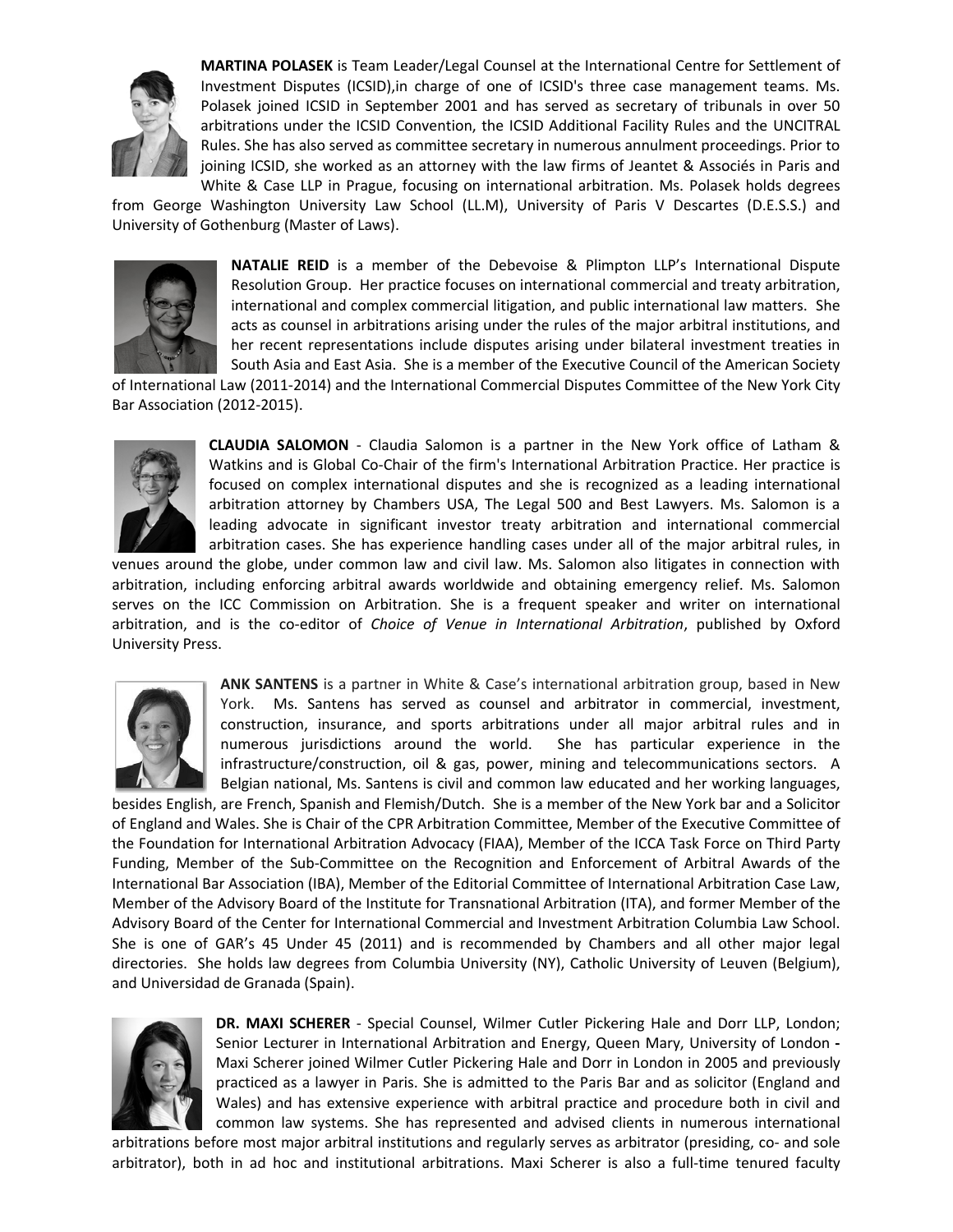**MARTINA POLASEK** is Team Leader/Legal Counsel at the International Centre for Settlement of Investment Disputes (ICSID),in charge of one of ICSID's three case management teams. Ms. Polasek joined ICSID in September 2001 and has served as secretary of tribunals in over 50 arbitrations under the ICSID Convention, the ICSID Additional Facility Rules and the UNCITRAL Rules. She has also served as committee secretary in numerous annulment proceedings. Prior to joining ICSID, she worked as an attorney with the law firms of Jeantet & Associés in Paris and White & Case LLP in Prague, focusing on international arbitration. Ms. Polasek holds degrees from George Washington University Law School (LL.M), University of Paris V Descartes (D.E.S.S.) and University of Gothenburg (Master of Laws).

**NATALIE REID** is a member of the Debevoise & Plimpton LLP's International Dispute Resolution Group. Her practice focuses on international commercial and treaty arbitration, international and complex commercial litigation, and public international law matters. She acts as counsel in arbitrations arising under the rules of the major arbitral institutions, and her recent representations include disputes arising under bilateral investment treaties in South Asia and East Asia. She is a member of the Executive Council of the American Society of International Law (2011-2014) and the International Commercial Disputes Committee of the New York City Bar Association (2012-2015).

**CLAUDIA SALOMON** - Claudia Salomon is a partner in the New York office of Latham & Watkins and is Global Co-Chair of the firm's International Arbitration Practice. Her practice is focused on complex international disputes and she is recognized as a leading international arbitration attorney by Chambers USA, The Legal 500 and Best Lawyers. Ms. Salomon is a leading advocate in significant investor treaty arbitration and international commercial arbitration cases. She has experience handling cases under all of the major arbitral rules, in venues around the globe, under common law and civil law. Ms. Salomon also litigates in connection with arbitration, including enforcing arbitral awards worldwide and obtaining emergency relief. Ms. Salomon serves on the ICC Commission on Arbitration. She is a frequent speaker and writer on international arbitration, and is the co-editor of *Choice of Venue in International Arbitration*, published by Oxford University Press.

**ANK SANTENS** is a partner in White & Case's international arbitration group, based in New York. Ms. Santens has served as counsel and arbitrator in commercial, investment, construction, insurance, and sports arbitrations under all major arbitral rules and in numerous jurisdictions around the world. She has particular experience in the infrastructure/construction, oil & gas, power, mining and telecommunications sectors. A Belgian national, Ms. Santens is civil and common law educated and her working languages, besides English, are French, Spanish and Flemish/Dutch. She is a member of the New York bar and a Solicitor of England and Wales. She is Chair of the CPR Arbitration Committee, Member of the Executive Committee of the Foundation for International Arbitration Advocacy (FIAA), Member of the ICCA Task Force on Third Party Funding, Member of the Sub-Committee on the Recognition and Enforcement of Arbitral Awards of the International Bar Association (IBA), Member of the Editorial Committee of International Arbitration Case Law, Member of the Advisory Board of the Institute for Transnational Arbitration (ITA), and former Member of the Advisory Board of the Center for International Commercial and Investment Arbitration Columbia Law School. She is one of GAR's 45 Under 45 (2011) and is recommended by Chambers and all other major legal directories. She holds law degrees from Columbia University (NY), Catholic University of Leuven (Belgium), and Universidad de Granada (Spain).

**DR. MAXI SCHERER** - Special Counsel, Wilmer Cutler Pickering Hale and Dorr LLP, London; Senior Lecturer in International Arbitration and Energy, Queen Mary, University of London **-** Maxi Scherer joined Wilmer Cutler Pickering Hale and Dorr in London in 2005 and previously practiced as a lawyer in Paris. She is admitted to the Paris Bar and as solicitor (England and Wales) and has extensive experience with arbitral practice and procedure both in civil and common law systems. She has represented and advised clients in numerous international arbitrations before most major arbitral institutions and regularly serves as arbitrator (presiding, co- and sole arbitrator), both in ad hoc and institutional arbitrations. Maxi Scherer is also a full-time tenured faculty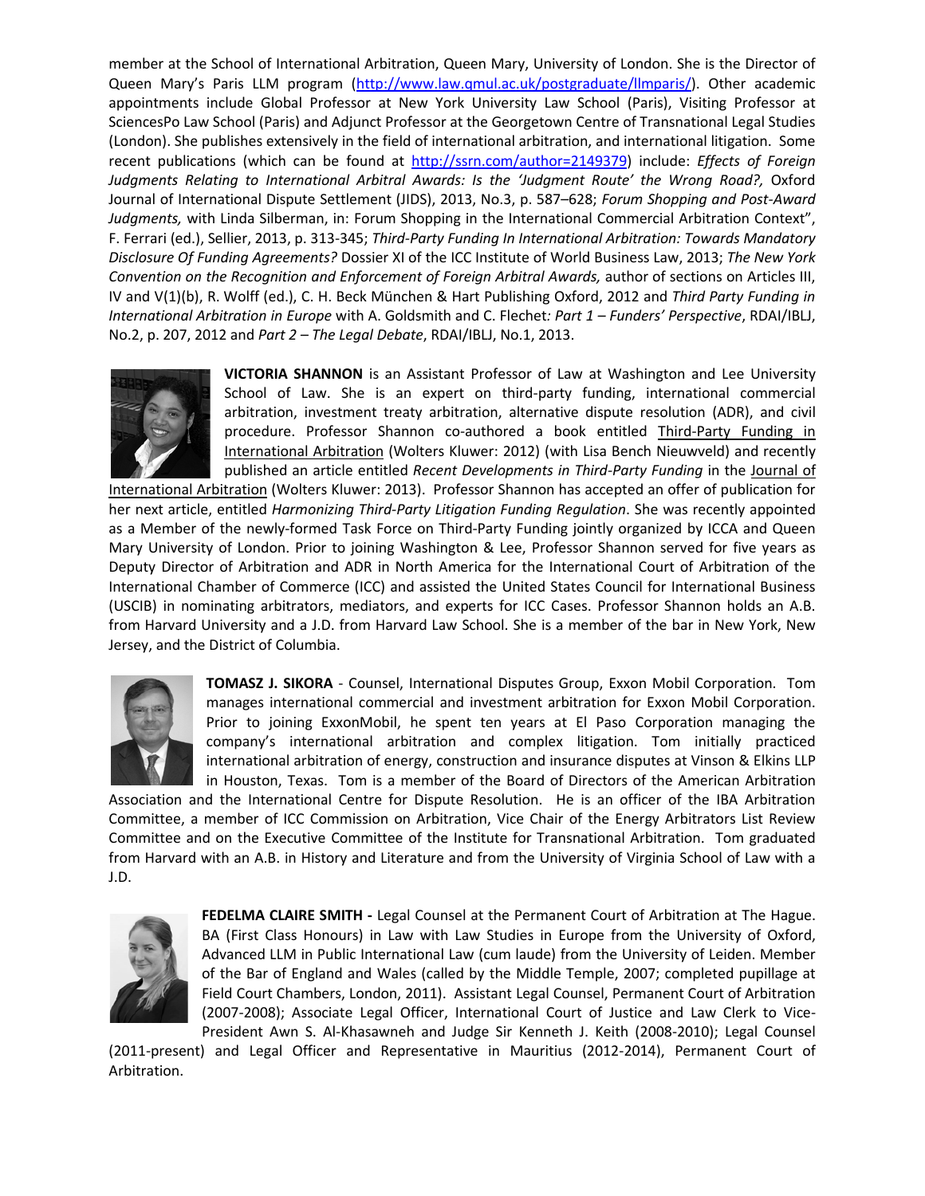member at the School of International Arbitration, Queen Mary, University of London. She is the Director of Queen Mary's Paris LLM program (http://www.law.qmul.ac.uk/postgraduate/llmparis/). Other academic appointments include Global Professor at New York University Law School (Paris), Visiting Professor at SciencesPo Law School (Paris) and Adjunct Professor at the Georgetown Centre of Transnational Legal Studies (London). She publishes extensively in the field of international arbitration, and international litigation. Some recent publications (which can be found at http://ssrn.com/author=2149379) include: *Effects of Foreign Judgments Relating to International Arbitral Awards: Is the 'Judgment Route' the Wrong Road?,* Oxford Journal of International Dispute Settlement (JIDS), 2013, No.3, p. 587–628; *Forum Shopping and Post-Award Judgments,* with Linda Silberman, in: Forum Shopping in the International Commercial Arbitration Context", F. Ferrari (ed.), Sellier, 2013, p. 313-345; *Third-Party Funding In International Arbitration: Towards Mandatory Disclosure Of Funding Agreements?* Dossier XI of the ICC Institute of World Business Law, 2013; *The New York Convention on the Recognition and Enforcement of Foreign Arbitral Awards,* author of sections on Articles III, IV and V(1)(b), R. Wolff (ed.), C. H. Beck München & Hart Publishing Oxford, 2012 and *Third Party Funding in International Arbitration in Europe* with A. Goldsmith and C. Flechet*: Part 1 – Funders' Perspective*, RDAI/IBLJ, No.2, p. 207, 2012 and *Part 2 – The Legal Debate*, RDAI/IBLJ, No.1, 2013.

**VICTORIA SHANNON** is an Assistant Professor of Law at Washington and Lee University School of Law. She is an expert on third-party funding, international commercial arbitration, investment treaty arbitration, alternative dispute resolution (ADR), and civil procedure. Professor Shannon co-authored a book entitled Third-Party Funding in International Arbitration (Wolters Kluwer: 2012) (with Lisa Bench Nieuwveld) and recently published an article entitled *Recent Developments in Third-Party Funding* in the Journal of International Arbitration (Wolters Kluwer: 2013). Professor Shannon has accepted an offer of publication for her next article, entitled *Harmonizing Third-Party Litigation Funding Regulation*. She was recently appointed as a Member of the newly-formed Task Force on Third-Party Funding jointly organized by ICCA and Queen Mary University of London. Prior to joining Washington & Lee, Professor Shannon served for five years as Deputy Director of Arbitration and ADR in North America for the International Court of Arbitration of the International Chamber of Commerce (ICC) and assisted the United States Council for International Business (USCIB) in nominating arbitrators, mediators, and experts for ICC Cases. Professor Shannon holds an A.B. from Harvard University and a J.D. from Harvard Law School. She is a member of the bar in New York, New Jersey, and the District of Columbia.

**TOMASZ J. SIKORA** - Counsel, International Disputes Group, Exxon Mobil Corporation. Tom manages international commercial and investment arbitration for Exxon Mobil Corporation. Prior to joining ExxonMobil, he spent ten years at El Paso Corporation managing the company's international arbitration and complex litigation. Tom initially practiced international arbitration of energy, construction and insurance disputes at Vinson & Elkins LLP in Houston, Texas. Tom is a member of the Board of Directors of the American Arbitration Association and the International Centre for Dispute Resolution. He is an officer of the IBA Arbitration Committee, a member of ICC Commission on Arbitration, Vice Chair of the Energy Arbitrators List Review Committee and on the Executive Committee of the Institute for Transnational Arbitration. Tom graduated from Harvard with an A.B. in History and Literature and from the University of Virginia School of Law with a J.D.

**FEDELMA CLAIRE SMITH -** Legal Counsel at the Permanent Court of Arbitration at The Hague. BA (First Class Honours) in Law with Law Studies in Europe from the University of Oxford, Advanced LLM in Public International Law (cum laude) from the University of Leiden. Member of the Bar of England and Wales (called by the Middle Temple, 2007; completed pupillage at Field Court Chambers, London, 2011). Assistant Legal Counsel, Permanent Court of Arbitration (2007-2008); Associate Legal Officer, International Court of Justice and Law Clerk to Vice-President Awn S. Al-Khasawneh and Judge Sir Kenneth J. Keith (2008-2010); Legal Counsel (2011-present) and Legal Officer and Representative in Mauritius (2012-2014), Permanent Court of Arbitration.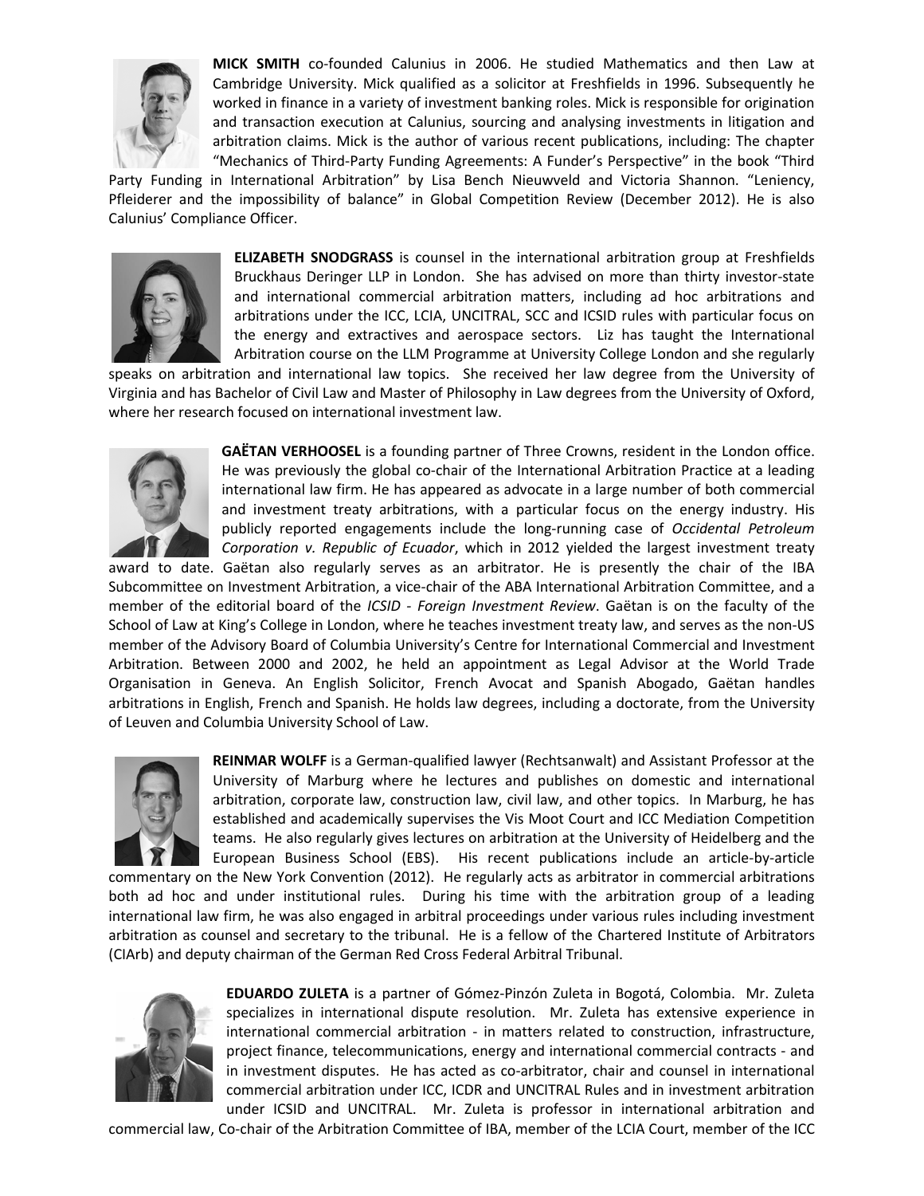**MICK SMITH** co-founded Calunius in 2006. He studied Mathematics and then Law at Cambridge University. Mick qualified as a solicitor at Freshfields in 1996. Subsequently he worked in finance in a variety of investment banking roles. Mick is responsible for origination and transaction execution at Calunius, sourcing and analysing investments in litigation and arbitration claims. Mick is the author of various recent publications, including: The chapter "Mechanics of Third-Party Funding Agreements: A Funder's Perspective" in the book "Third Party Funding in International Arbitration" by Lisa Bench Nieuwveld and Victoria Shannon. "Leniency, Pfleiderer and the impossibility of balance" in Global Competition Review (December 2012). He is also Calunius' Compliance Officer.

**ELIZABETH SNODGRASS** is counsel in the international arbitration group at Freshfields Bruckhaus Deringer LLP in London. She has advised on more than thirty investor-state and international commercial arbitration matters, including ad hoc arbitrations and arbitrations under the ICC, LCIA, UNCITRAL, SCC and ICSID rules with particular focus on the energy and extractives and aerospace sectors. Liz has taught the International Arbitration course on the LLM Programme at University College London and she regularly speaks on arbitration and international law topics. She received her law degree from the University of Virginia and has Bachelor of Civil Law and Master of Philosophy in Law degrees from the University of Oxford, where her research focused on international investment law.

**GAËTAN VERHOOSEL** is a founding partner of Three Crowns, resident in the London office. He was previously the global co-chair of the International Arbitration Practice at a leading international law firm. He has appeared as advocate in a large number of both commercial and investment treaty arbitrations, with a particular focus on the energy industry. His publicly reported engagements include the long-running case of *Occidental Petroleum Corporation v. Republic of Ecuador*, which in 2012 yielded the largest investment treaty award to date. Gaëtan also regularly serves as an arbitrator. He is presently the chair of the IBA Subcommittee on Investment Arbitration, a vice-chair of the ABA International Arbitration Committee, and a member of the editorial board of the *ICSID - Foreign Investment Review*. Gaëtan is on the faculty of the School of Law at King's College in London, where he teaches investment treaty law, and serves as the non-US member of the Advisory Board of Columbia University's Centre for International Commercial and Investment Arbitration. Between 2000 and 2002, he held an appointment as Legal Advisor at the World Trade Organisation in Geneva. An English Solicitor, French Avocat and Spanish Abogado, Gaëtan handles arbitrations in English, French and Spanish. He holds law degrees, including a doctorate, from the University of Leuven and Columbia University School of Law.

**REINMAR WOLFF** is a German-qualified lawyer (Rechtsanwalt) and Assistant Professor at the University of Marburg where he lectures and publishes on domestic and international arbitration, corporate law, construction law, civil law, and other topics. In Marburg, he has established and academically supervises the Vis Moot Court and ICC Mediation Competition teams. He also regularly gives lectures on arbitration at the University of Heidelberg and the European Business School (EBS). His recent publications include an article-by-article commentary on the New York Convention (2012). He regularly acts as arbitrator in commercial arbitrations both ad hoc and under institutional rules. During his time with the arbitration group of a leading international law firm, he was also engaged in arbitral proceedings under various rules including investment arbitration as counsel and secretary to the tribunal. He is a fellow of the Chartered Institute of Arbitrators (CIArb) and deputy chairman of the German Red Cross Federal Arbitral Tribunal.

**EDUARDO ZULETA** is a partner of Gómez-Pinzón Zuleta in Bogotá, Colombia. Mr. Zuleta specializes in international dispute resolution. Mr. Zuleta has extensive experience in international commercial arbitration - in matters related to construction, infrastructure, project finance, telecommunications, energy and international commercial contracts - and in investment disputes. He has acted as co-arbitrator, chair and counsel in international commercial arbitration under ICC, ICDR and UNCITRAL Rules and in investment arbitration under ICSID and UNCITRAL. Mr. Zuleta is professor in international arbitration and commercial law, Co-chair of the Arbitration Committee of IBA, member of the LCIA Court, member of the ICC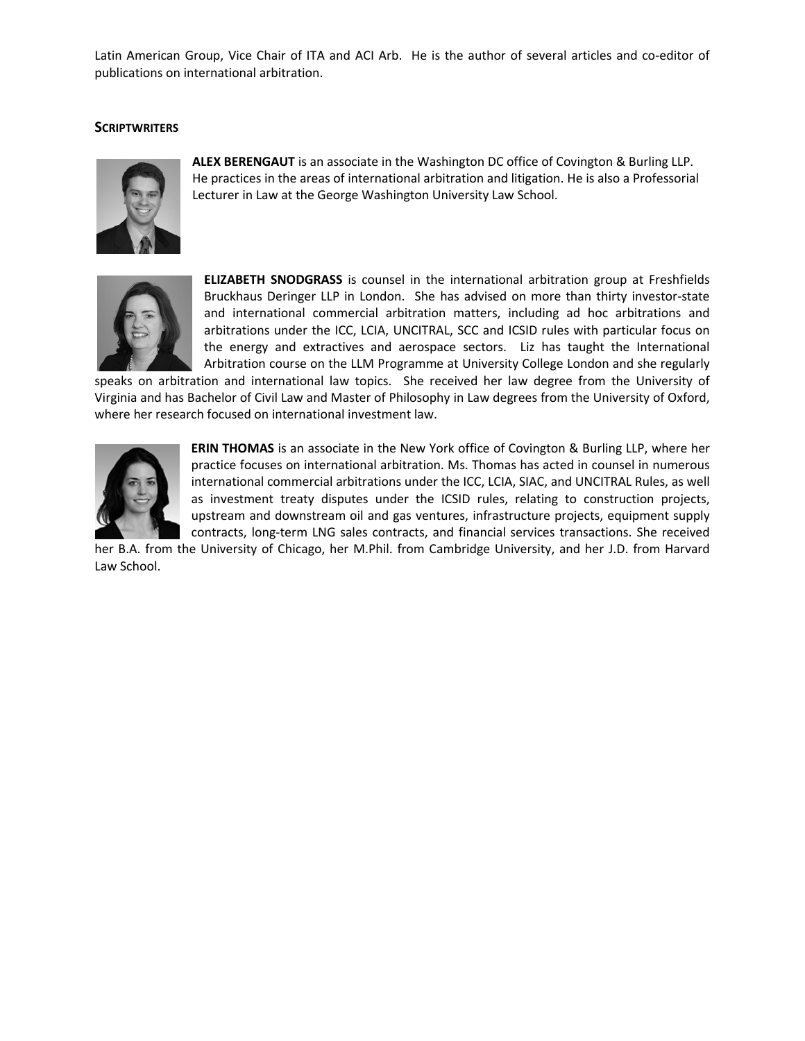Latin American Group, Vice Chair of ITA and ACI Arb. He is the author of several articles and co-editor of publications on international arbitration.

### SCRIPTWRITERS

**ALEX BERENGAUT** is an associate in the Washington DC office of Covington & Burling LLP. He practices in the areas of international arbitration and litigation. He is also a Professorial Lecturer in Law at the George Washington University Law School.

**ELIZABETH SNODGRASS** is counsel in the international arbitration group at Freshfields Bruckhaus Deringer LLP in London. She has advised on more than thirty investor-state and international commercial arbitration matters, including ad hoc arbitrations and arbitrations under the ICC, LCIA, UNCITRAL, SCC and ICSID rules with particular focus on the energy and extractives and aerospace sectors. Liz has taught the International Arbitration course on the LLM Programme at University College London and she regularly speaks on arbitration and international law topics. She received her law degree from the University of Virginia and has Bachelor of Civil Law and Master of Philosophy in Law degrees from the University of Oxford, where her research focused on international investment law.

**ERIN THOMAS** is an associate in the New York office of Covington & Burling LLP, where her practice focuses on international arbitration. Ms. Thomas has acted in counsel in numerous international commercial arbitrations under the ICC, LCIA, SIAC, and UNCITRAL Rules, as well as investment treaty disputes under the ICSID rules, relating to construction projects, upstream and downstream oil and gas ventures, infrastructure projects, equipment supply contracts, long-term LNG sales contracts, and financial services transactions. She received her B.A. from the University of Chicago, her M.Phil. from Cambridge University, and her J.D. from Harvard Law School.